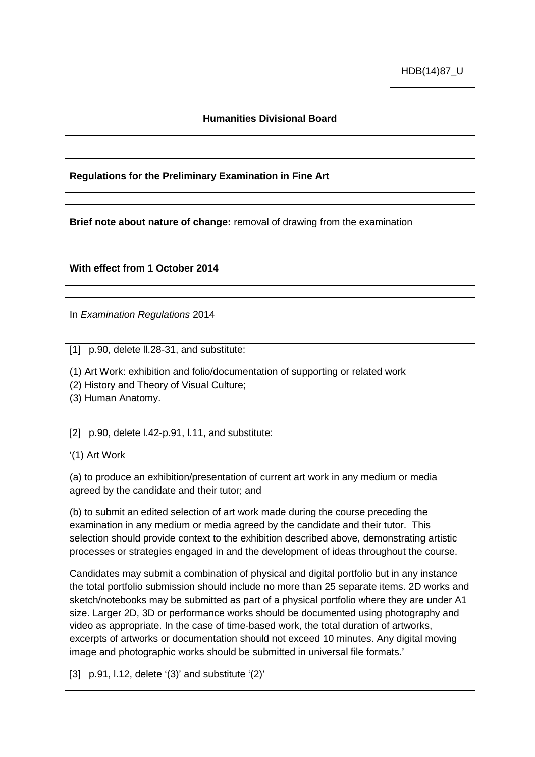HDB(14)87_U

**Humanities Divisional Board**

**Regulations for the Preliminary Examination in Fine Art**

**Brief note about nature of change:** removal of drawing from the examination

**With effect from 1 October 2014**

In *Examination Regulations* 2014

[1] p.90, delete ll.28-31, and substitute:

(1) Art Work: exhibition and folio/documentation of supporting or related work
(2) History and Theory of Visual Culture;
(3) Human Anatomy.

[2] p.90, delete l.42-p.91, l.11, and substitute:

'(1) Art Work

(a) to produce an exhibition/presentation of current art work in any medium or media agreed by the candidate and their tutor; and

(b) to submit an edited selection of art work made during the course preceding the examination in any medium or media agreed by the candidate and their tutor. This selection should provide context to the exhibition described above, demonstrating artistic processes or strategies engaged in and the development of ideas throughout the course.

Candidates may submit a combination of physical and digital portfolio but in any instance the total portfolio submission should include no more than 25 separate items. 2D works and sketch/notebooks may be submitted as part of a physical portfolio where they are under A1 size. Larger 2D, 3D or performance works should be documented using photography and video as appropriate. In the case of time-based work, the total duration of artworks, excerpts of artworks or documentation should not exceed 10 minutes. Any digital moving image and photographic works should be submitted in universal file formats.'

[3] p.91, l.12, delete '(3)' and substitute '(2)'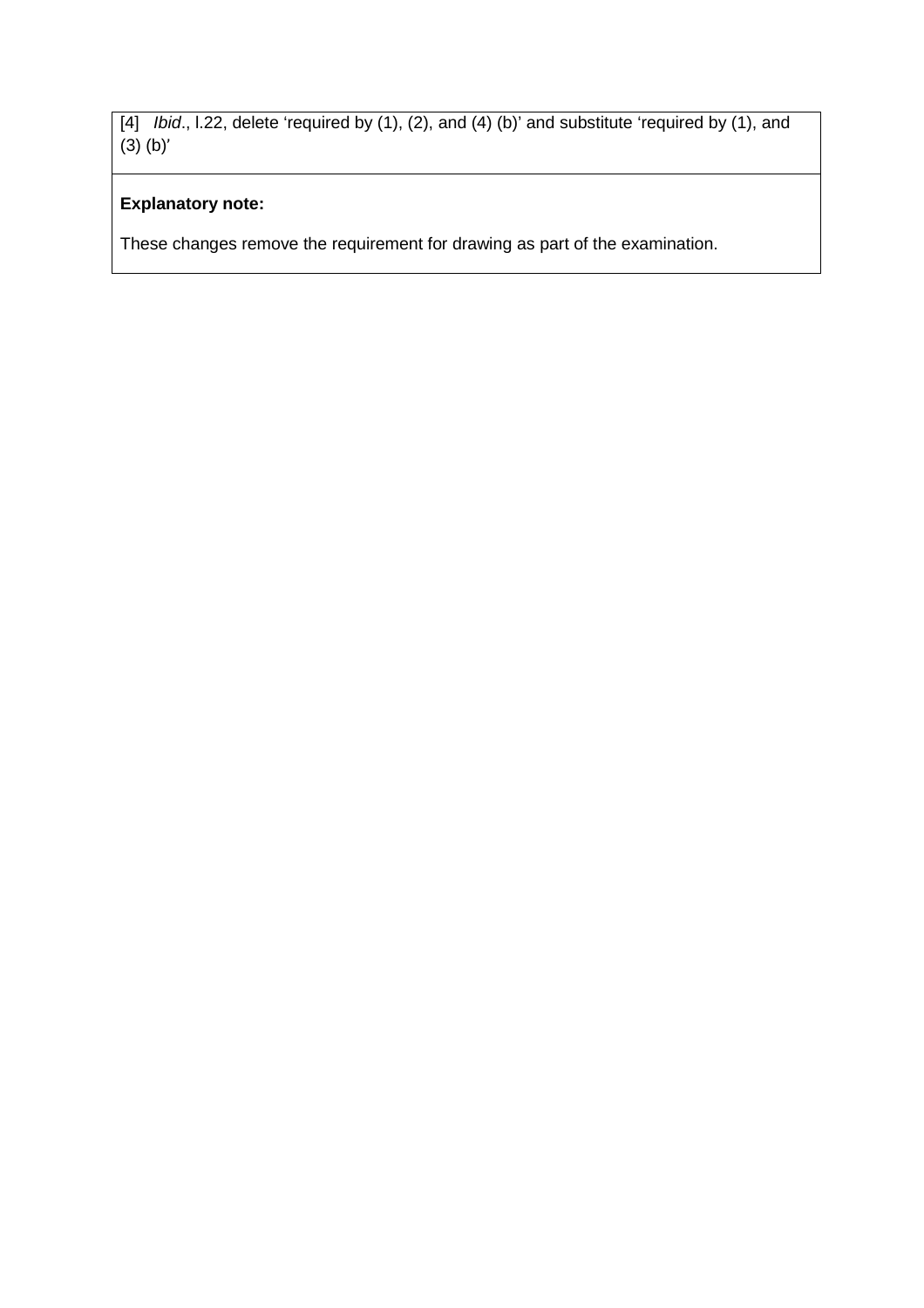[4] *Ibid*., l.22, delete 'required by (1), (2), and (4) (b)' and substitute 'required by (1), and (3) (b)'

**Explanatory note:**

These changes remove the requirement for drawing as part of the examination.